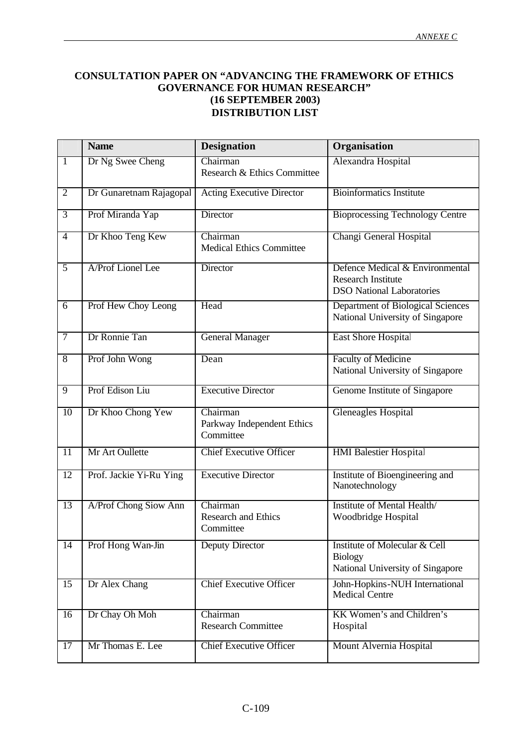## CONSULTATION PAPER ON "ADVANCING THE FRAMEWORK OF ETHICS GOVERNANCE FOR HUMAN RESEARCH" (16 SEPTEMBER 2003) DISTRIBUTION LIST

| | Name | Designation | Organisation |
|---|---|---|---|
| 1 | Dr Ng Swee Cheng | Chairman<br>Research & Ethics Committee | Alexandra Hospital |
| 2 | Dr Gunaretnam Rajagopal | Acting Executive Director | Bioinformatics Institute |
| 3 | Prof Miranda Yap | Director | Bioprocessing Technology Centre |
| 4 | Dr Khoo Teng Kew | Chairman<br>Medical Ethics Committee | Changi General Hospital |
| 5 | A/Prof Lionel Lee | Director | Defence Medical & Environmental Research Institute<br>DSO National Laboratories |
| 6 | Prof Hew Choy Leong | Head | Department of Biological Sciences<br>National University of Singapore |
| 7 | Dr Ronnie Tan | General Manager | East Shore Hospital |
| 8 | Prof John Wong | Dean | Faculty of Medicine<br>National University of Singapore |
| 9 | Prof Edison Liu | Executive Director | Genome Institute of Singapore |
| 10 | Dr Khoo Chong Yew | Chairman<br>Parkway Independent Ethics Committee | Gleneagles Hospital |
| 11 | Mr Art Oullette | Chief Executive Officer | HMI Balestier Hospital |
| 12 | Prof. Jackie Yi-Ru Ying | Executive Director | Institute of Bioengineering and Nanotechnology |
| 13 | A/Prof Chong Siow Ann | Chairman<br>Research and Ethics Committee | Institute of Mental Health/<br>Woodbridge Hospital |
| 14 | Prof Hong Wan-Jin | Deputy Director | Institute of Molecular & Cell Biology<br>National University of Singapore |
| 15 | Dr Alex Chang | Chief Executive Officer | John-Hopkins-NUH International Medical Centre |
| 16 | Dr Chay Oh Moh | Chairman<br>Research Committee | KK Women's and Children's Hospital |
| 17 | Mr Thomas E. Lee | Chief Executive Officer | Mount Alvernia Hospital |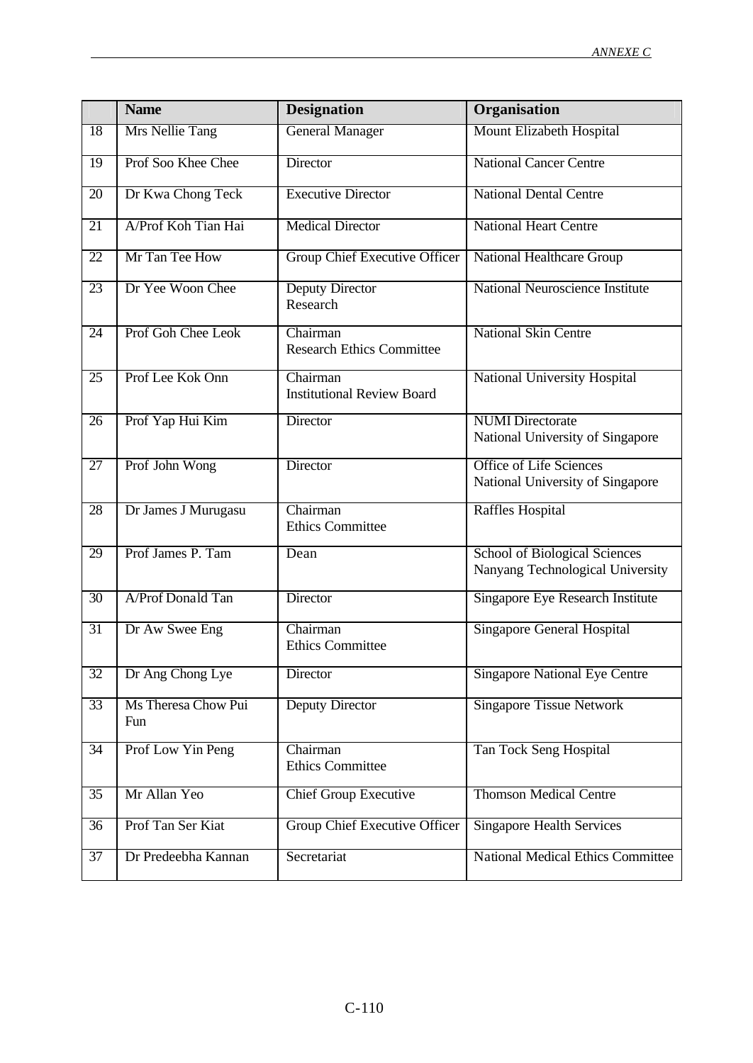|  | Name | Designation | Organisation |
|---|---|---|---|
| 18 | Mrs Nellie Tang | General Manager | Mount Elizabeth Hospital |
| 19 | Prof Soo Khee Chee | Director | National Cancer Centre |
| 20 | Dr Kwa Chong Teck | Executive Director | National Dental Centre |
| 21 | A/Prof Koh Tian Hai | Medical Director | National Heart Centre |
| 22 | Mr Tan Tee How | Group Chief Executive Officer | National Healthcare Group |
| 23 | Dr Yee Woon Chee | Deputy Director<br>Research | National Neuroscience Institute |
| 24 | Prof Goh Chee Leok | Chairman<br>Research Ethics Committee | National Skin Centre |
| 25 | Prof Lee Kok Onn | Chairman<br>Institutional Review Board | National University Hospital |
| 26 | Prof Yap Hui Kim | Director | NUMI Directorate<br>National University of Singapore |
| 27 | Prof John Wong | Director | Office of Life Sciences<br>National University of Singapore |
| 28 | Dr James J Murugasu | Chairman<br>Ethics Committee | Raffles Hospital |
| 29 | Prof James P. Tam | Dean | School of Biological Sciences<br>Nanyang Technological University |
| 30 | A/Prof Donald Tan | Director | Singapore Eye Research Institute |
| 31 | Dr Aw Swee Eng | Chairman<br>Ethics Committee | Singapore General Hospital |
| 32 | Dr Ang Chong Lye | Director | Singapore National Eye Centre |
| 33 | Ms Theresa Chow Pui Fun | Deputy Director | Singapore Tissue Network |
| 34 | Prof Low Yin Peng | Chairman<br>Ethics Committee | Tan Tock Seng Hospital |
| 35 | Mr Allan Yeo | Chief Group Executive | Thomson Medical Centre |
| 36 | Prof Tan Ser Kiat | Group Chief Executive Officer | Singapore Health Services |
| 37 | Dr Predeebha Kannan | Secretariat | National Medical Ethics Committee |